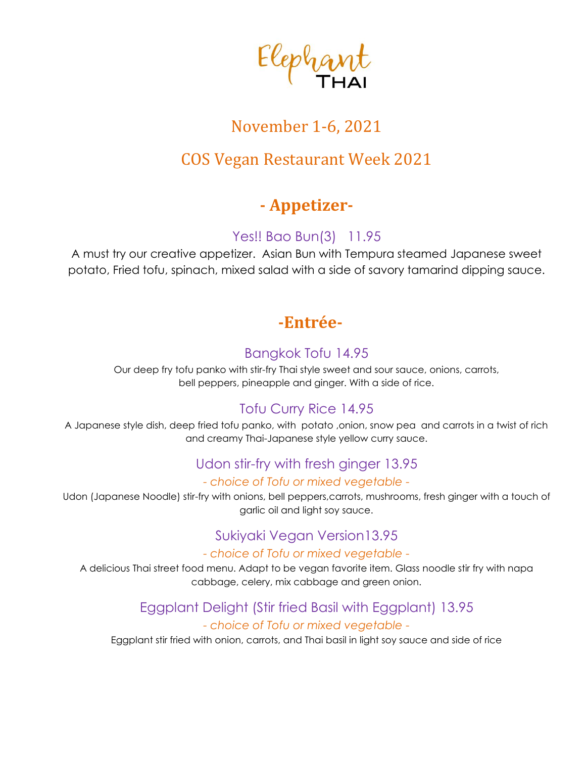# Elephant THAI

## November 1-6, 2021

## COS Vegan Restaurant Week 2021

## - Appetizer-

### Yes!! Bao Bun(3)   11.95

A must try our creative appetizer.  Asian Bun with Tempura steamed Japanese sweet potato, Fried tofu, spinach, mixed salad with a side of savory tamarind dipping sauce.

## -Entrée-

### Bangkok Tofu 14.95

Our deep fry tofu panko with stir-fry Thai style sweet and sour sauce, onions, carrots, bell peppers, pineapple and ginger. With a side of rice.

### Tofu Curry Rice 14.95

A Japanese style dish, deep fried tofu panko, with  potato ,onion, snow pea  and carrots in a twist of rich and creamy Thai-Japanese style yellow curry sauce.

### Udon stir-fry with fresh ginger 13.95

*- choice of Tofu or mixed vegetable -*

Udon (Japanese Noodle) stir-fry with onions, bell peppers,carrots, mushrooms, fresh ginger with a touch of garlic oil and light soy sauce.

### Sukiyaki Vegan Version13.95

*- choice of Tofu or mixed vegetable -*

A delicious Thai street food menu. Adapt to be vegan favorite item. Glass noodle stir fry with napa cabbage, celery, mix cabbage and green onion.

### Eggplant Delight (Stir fried Basil with Eggplant) 13.95

*- choice of Tofu or mixed vegetable -*

Eggplant stir fried with onion, carrots, and Thai basil in light soy sauce and side of rice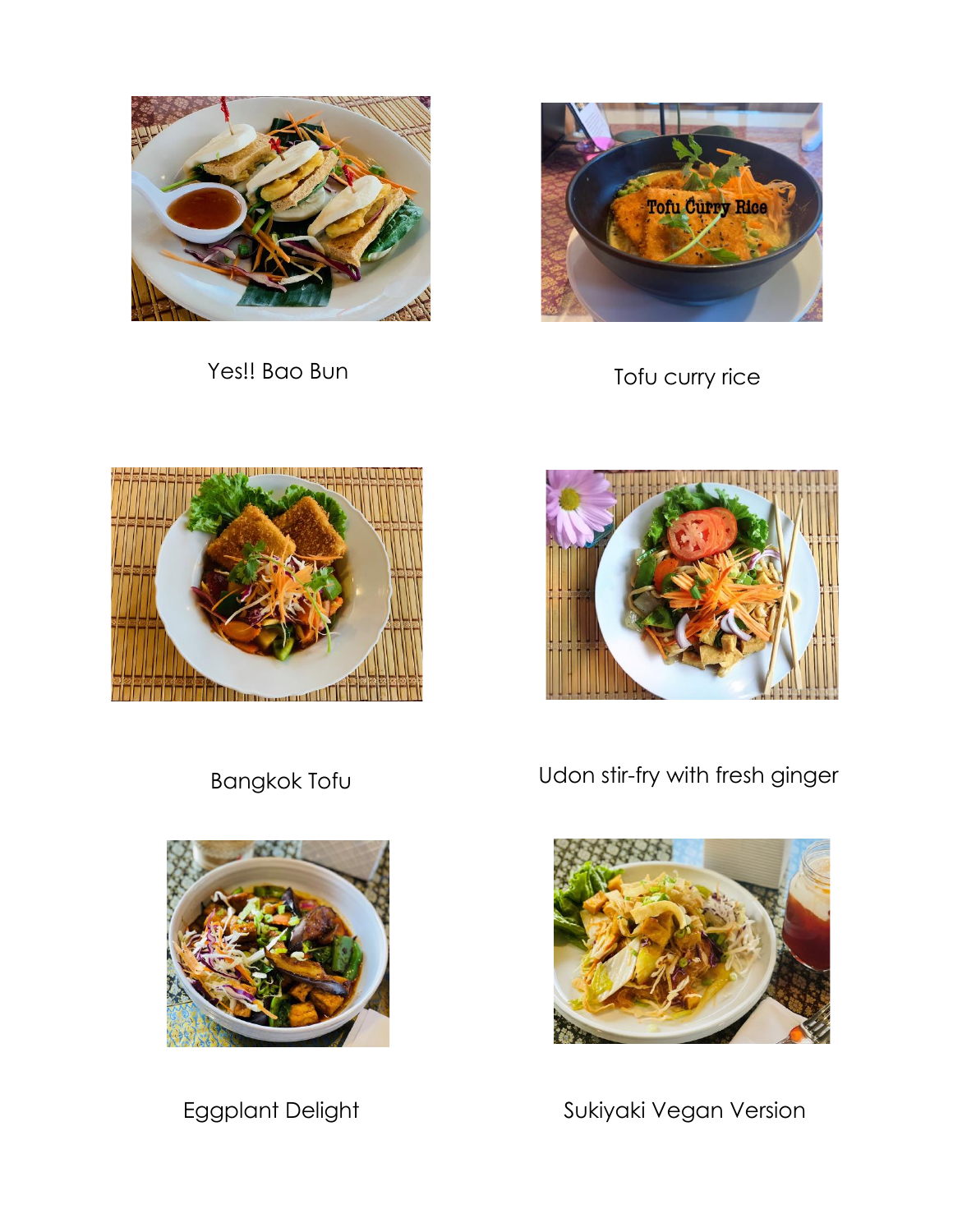Yes!! Bao Bun

Tofu curry rice

Bangkok Tofu

Udon stir-fry with fresh ginger

Eggplant Delight

Sukiyaki Vegan Version